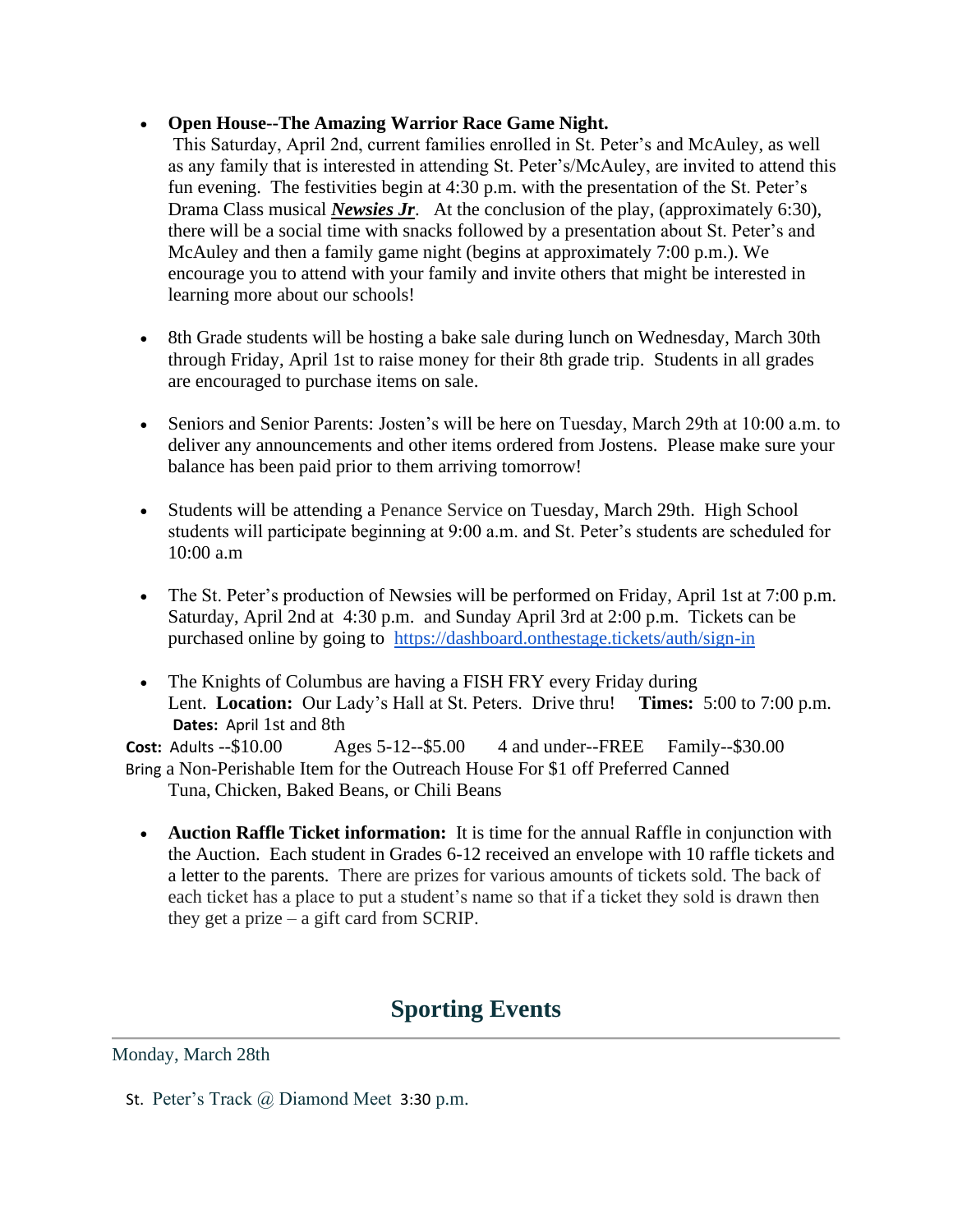- **Open House--The Amazing Warrior Race Game Night.** This Saturday, April 2nd, current families enrolled in St. Peter's and McAuley, as well as any family that is interested in attending St. Peter's/McAuley, are invited to attend this fun evening. The festivities begin at 4:30 p.m. with the presentation of the St. Peter's Drama Class musical ***Newsies Jr***. At the conclusion of the play, (approximately 6:30), there will be a social time with snacks followed by a presentation about St. Peter's and McAuley and then a family game night (begins at approximately 7:00 p.m.). We encourage you to attend with your family and invite others that might be interested in learning more about our schools!

- 8th Grade students will be hosting a bake sale during lunch on Wednesday, March 30th through Friday, April 1st to raise money for their 8th grade trip. Students in all grades are encouraged to purchase items on sale.

- Seniors and Senior Parents: Josten's will be here on Tuesday, March 29th at 10:00 a.m. to deliver any announcements and other items ordered from Jostens. Please make sure your balance has been paid prior to them arriving tomorrow!

- Students will be attending a Penance Service on Tuesday, March 29th. High School students will participate beginning at 9:00 a.m. and St. Peter's students are scheduled for 10:00 a.m

- The St. Peter's production of Newsies will be performed on Friday, April 1st at 7:00 p.m. Saturday, April 2nd at 4:30 p.m. and Sunday April 3rd at 2:00 p.m. Tickets can be purchased online by going to https://dashboard.onthestage.tickets/auth/sign-in

- The Knights of Columbus are having a FISH FRY every Friday during Lent. **Location:** Our Lady's Hall at St. Peters. Drive thru! **Times:** 5:00 to 7:00 p.m. **Dates:** April 1st and 8th
  **Cost:** Adults --$10.00 Ages 5-12--$5.00 4 and under--FREE Family--$30.00
  Bring a Non-Perishable Item for the Outreach House For $1 off Preferred Canned Tuna, Chicken, Baked Beans, or Chili Beans

- **Auction Raffle Ticket information:** It is time for the annual Raffle in conjunction with the Auction. Each student in Grades 6-12 received an envelope with 10 raffle tickets and a letter to the parents. There are prizes for various amounts of tickets sold. The back of each ticket has a place to put a student's name so that if a ticket they sold is drawn then they get a prize – a gift card from SCRIP.

## Sporting Events

Monday, March 28th

St. Peter's Track @ Diamond Meet 3:30 p.m.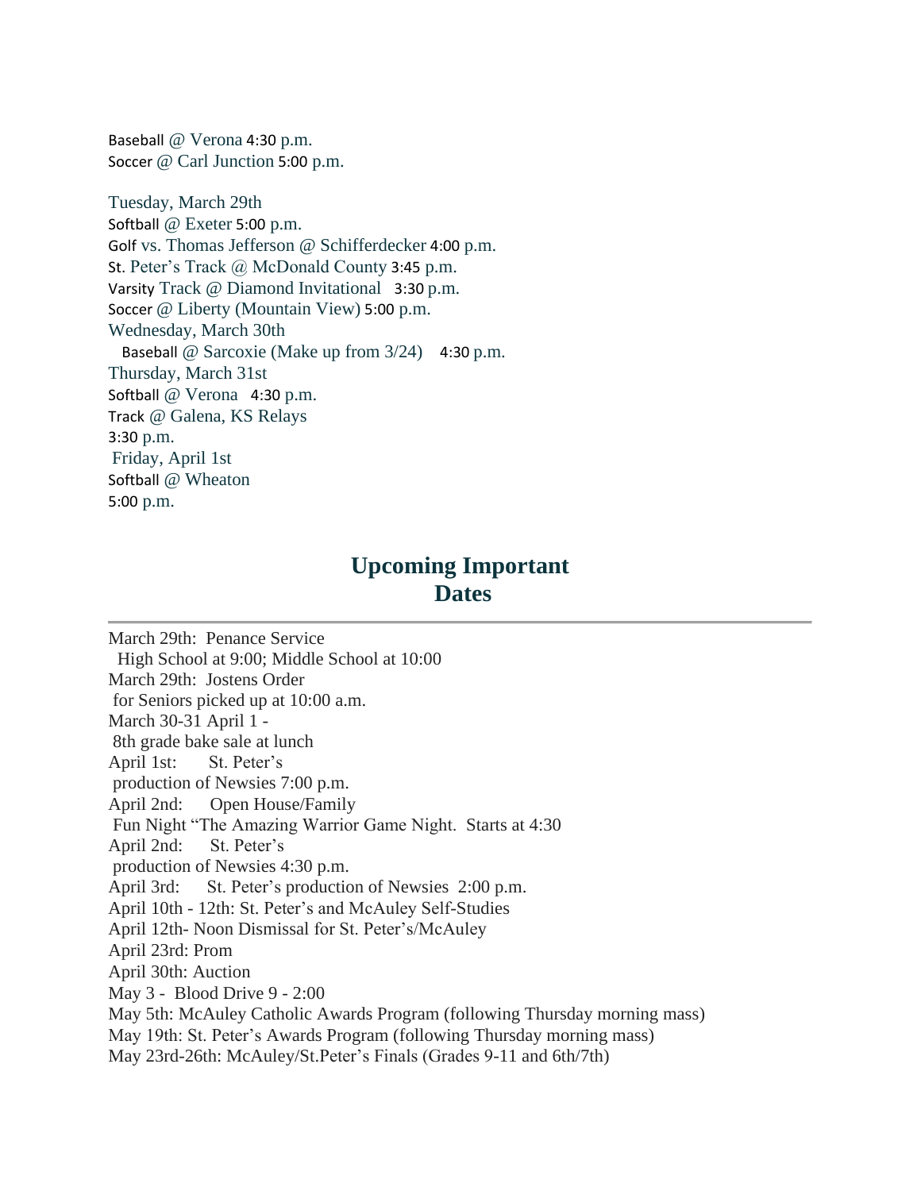Baseball @ Verona 4:30 p.m.
Soccer @ Carl Junction 5:00 p.m.

Tuesday, March 29th
Softball @ Exeter 5:00 p.m.
Golf vs. Thomas Jefferson @ Schifferdecker 4:00 p.m.
St. Peter's Track @ McDonald County 3:45 p.m.
Varsity Track @ Diamond Invitational 3:30 p.m.
Soccer @ Liberty (Mountain View) 5:00 p.m.
Wednesday, March 30th
Baseball @ Sarcoxie (Make up from 3/24) 4:30 p.m.
Thursday, March 31st
Softball @ Verona 4:30 p.m.
Track @ Galena, KS Relays
3:30 p.m.
Friday, April 1st
Softball @ Wheaton
5:00 p.m.

## Upcoming Important Dates

---

March 29th: Penance Service
High School at 9:00; Middle School at 10:00
March 29th: Jostens Order
for Seniors picked up at 10:00 a.m.
March 30-31 April 1 -
8th grade bake sale at lunch
April 1st: St. Peter's
production of Newsies 7:00 p.m.
April 2nd: Open House/Family
Fun Night "The Amazing Warrior Game Night. Starts at 4:30
April 2nd: St. Peter's
production of Newsies 4:30 p.m.
April 3rd: St. Peter's production of Newsies 2:00 p.m.
April 10th - 12th: St. Peter's and McAuley Self-Studies
April 12th- Noon Dismissal for St. Peter's/McAuley
April 23rd: Prom
April 30th: Auction
May 3 - Blood Drive 9 - 2:00
May 5th: McAuley Catholic Awards Program (following Thursday morning mass)
May 19th: St. Peter's Awards Program (following Thursday morning mass)
May 23rd-26th: McAuley/St.Peter's Finals (Grades 9-11 and 6th/7th)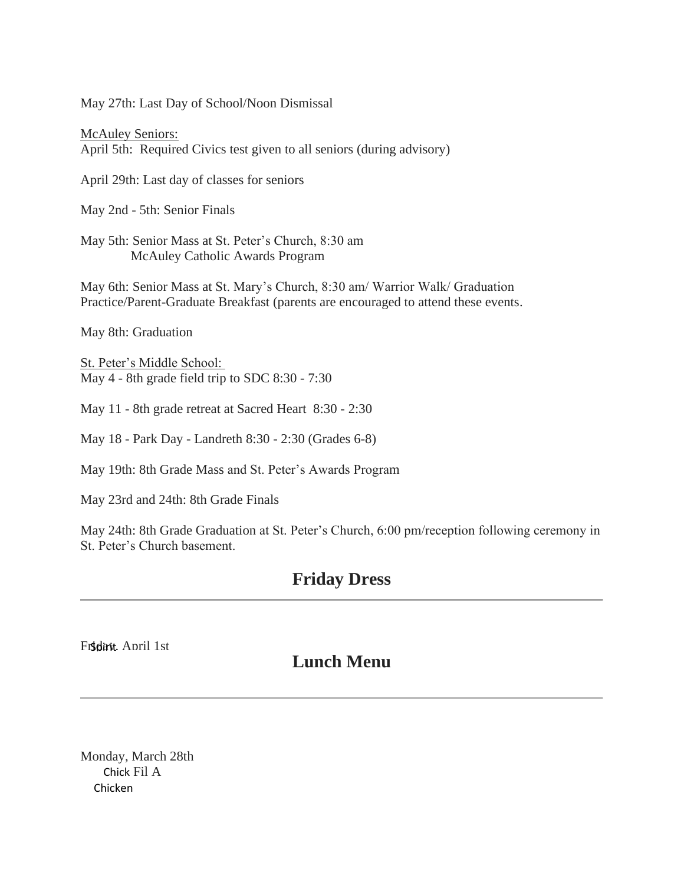May 27th: Last Day of School/Noon Dismissal

McAuley Seniors:
April 5th: Required Civics test given to all seniors (during advisory)

April 29th: Last day of classes for seniors

May 2nd - 5th: Senior Finals

May 5th: Senior Mass at St. Peter's Church, 8:30 am
McAuley Catholic Awards Program

May 6th: Senior Mass at St. Mary's Church, 8:30 am/ Warrior Walk/ Graduation Practice/Parent-Graduate Breakfast (parents are encouraged to attend these events.

May 8th: Graduation

St. Peter's Middle School:
May 4 - 8th grade field trip to SDC 8:30 - 7:30

May 11 - 8th grade retreat at Sacred Heart 8:30 - 2:30

May 18 - Park Day - Landreth 8:30 - 2:30 (Grades 6-8)

May 19th: 8th Grade Mass and St. Peter's Awards Program

May 23rd and 24th: 8th Grade Finals

May 24th: 8th Grade Graduation at St. Peter's Church, 6:00 pm/reception following ceremony in St. Peter's Church basement.

## Friday Dress

Friday, April 1st
Spirit

## Lunch Menu

Monday, March 28th
Chick Fil A
Chicken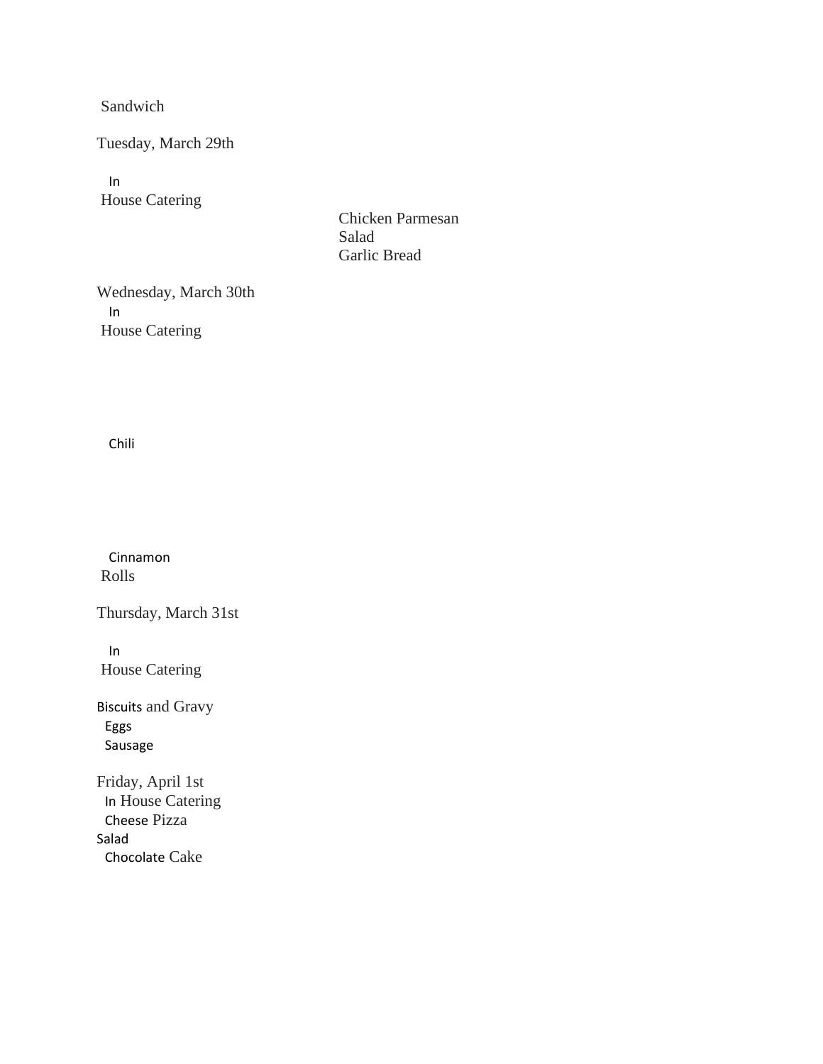Sandwich

Tuesday, March 29th

In
House Catering

Chicken Parmesan
Salad
Garlic Bread

Wednesday, March 30th
In
House Catering

Chili

Cinnamon
Rolls

Thursday, March 31st

In
House Catering

Biscuits and Gravy
Eggs
Sausage

Friday, April 1st
In House Catering
Cheese Pizza
Salad
Chocolate Cake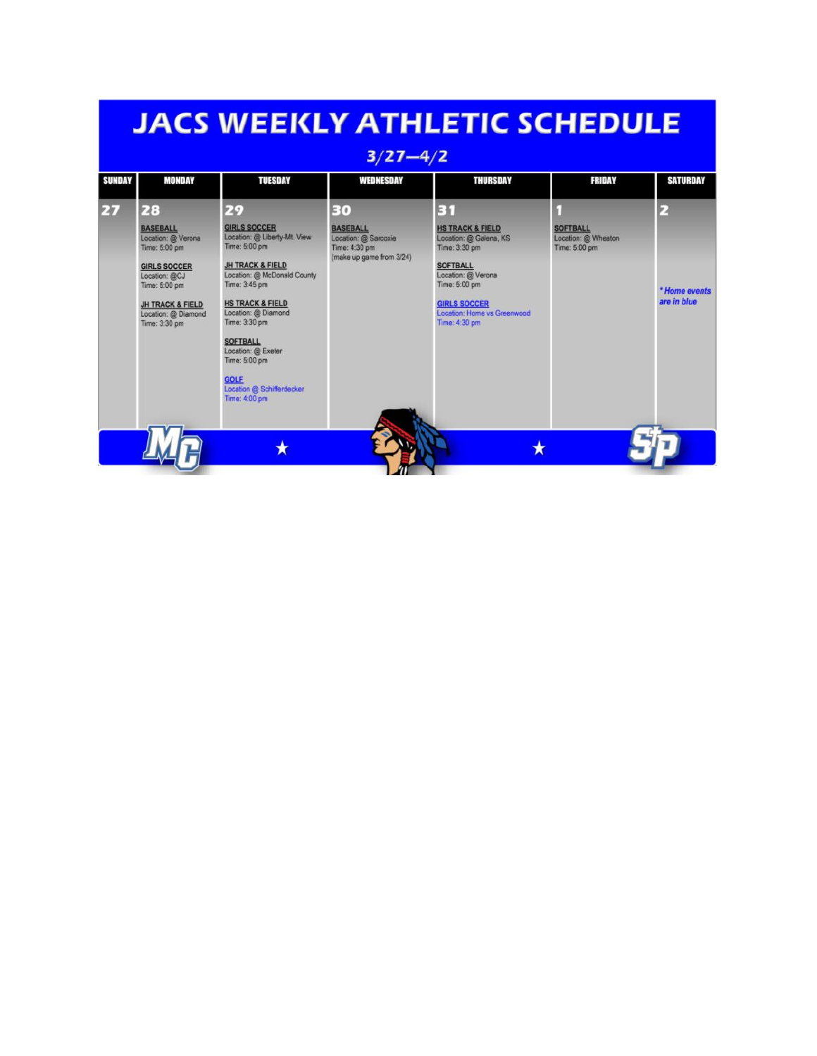# JACS WEEKLY ATHLETIC SCHEDULE

## 3/27—4/2

| SUNDAY | MONDAY | TUESDAY | WEDNESDAY | THURSDAY | FRIDAY | SATURDAY |
|---|---|---|---|---|---|---|
| 27 | 28 | 29 | 30 | 31 | 1 | 2 |
| | **BASEBALL**<br>Location: @ Verona<br>Time: 5:00 pm<br><br>**GIRLS SOCCER**<br>Location: @CJ<br>Time: 5:00 pm<br><br>**JH TRACK & FIELD**<br>Location: @ Diamond<br>Time: 3:30 pm | **GIRLS SOCCER**<br>Location: @ Liberty-Mt. View<br>Time: 5:00 pm<br><br>**JH TRACK & FIELD**<br>Location: @ McDonald County<br>Time: 3:45 pm<br><br>**HS TRACK & FIELD**<br>Location: @ Diamond<br>Time: 3:30 pm<br><br>**SOFTBALL**<br>Location: @ Exeter<br>Time: 5:00 pm<br><br>**GOLF**<br>Location @ Schifferdecker<br>Time: 4:00 pm | **BASEBALL**<br>Location: @ Sarcoxie<br>Time: 4:30 pm<br>(make up game from 3/24) | **HS TRACK & FIELD**<br>Location: @ Galena, KS<br>Time: 3:30 pm<br><br>**SOFTBALL**<br>Location: @ Verona<br>Time: 5:00 pm<br><br>**GIRLS SOCCER**<br>Location: Home vs Greenwood<br>Time: 4:30 pm | **SOFTBALL**<br>Location: @ Wheaton<br>Time: 5:00 pm | *\*Home events are in blue* |